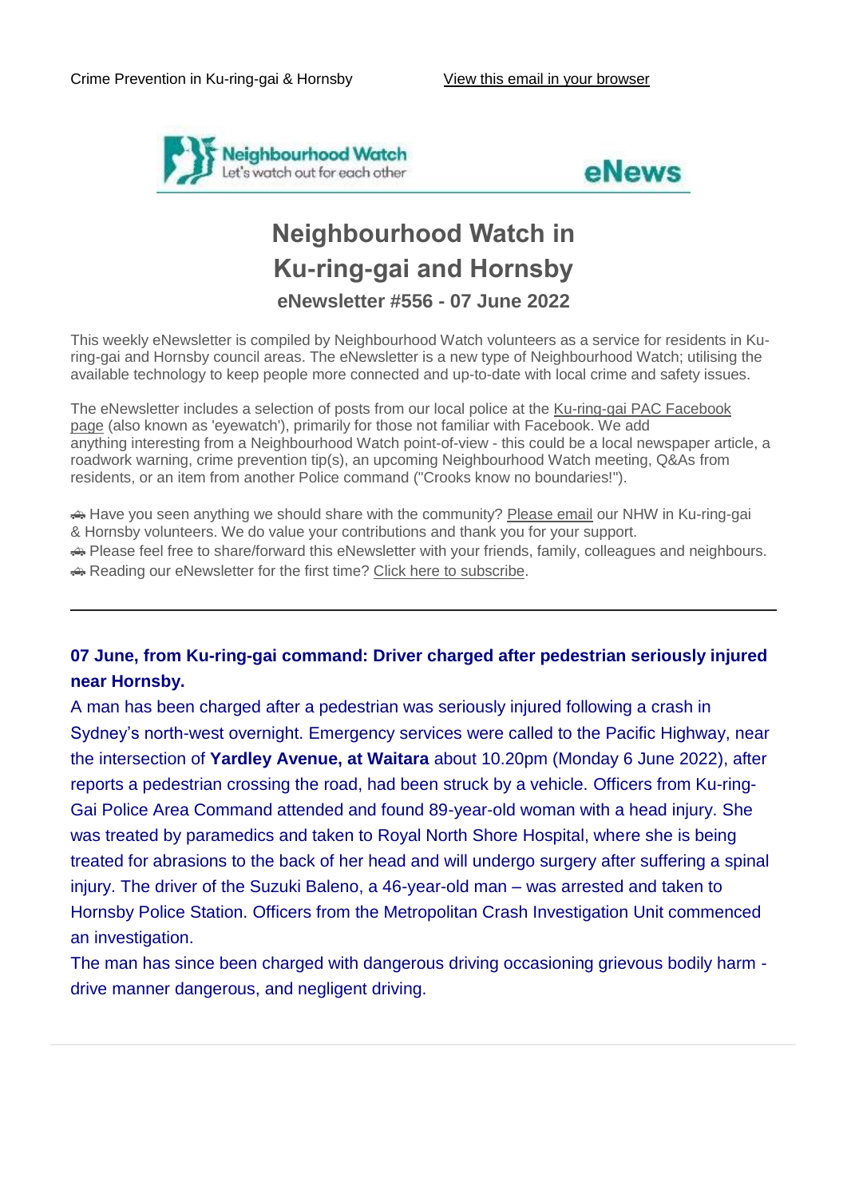Crime Prevention in Ku-ring-gai & Hornsby View this email in your browser

Neighbourhood Watch
Let's watch out for each other

eNews

# Neighbourhood Watch in Ku-ring-gai and Hornsby

### eNewsletter #556 - 07 June 2022

This weekly eNewsletter is compiled by Neighbourhood Watch volunteers as a service for residents in Ku-ring-gai and Hornsby council areas. The eNewsletter is a new type of Neighbourhood Watch; utilising the available technology to keep people more connected and up-to-date with local crime and safety issues.

The eNewsletter includes a selection of posts from our local police at the Ku-ring-gai PAC Facebook page (also known as 'eyewatch'), primarily for those not familiar with Facebook. We add anything interesting from a Neighbourhood Watch point-of-view - this could be a local newspaper article, a roadwork warning, crime prevention tip(s), an upcoming Neighbourhood Watch meeting, Q&As from residents, or an item from another Police command ("Crooks know no boundaries!").

🚓 Have you seen anything we should share with the community? Please email our NHW in Ku-ring-gai & Hornsby volunteers. We do value your contributions and thank you for your support.
🚓 Please feel free to share/forward this eNewsletter with your friends, family, colleagues and neighbours.
🚓 Reading our eNewsletter for the first time? Click here to subscribe.

---

**07 June, from Ku-ring-gai command: Driver charged after pedestrian seriously injured near Hornsby.**

A man has been charged after a pedestrian was seriously injured following a crash in Sydney's north-west overnight. Emergency services were called to the Pacific Highway, near the intersection of **Yardley Avenue, at Waitara** about 10.20pm (Monday 6 June 2022), after reports a pedestrian crossing the road, had been struck by a vehicle. Officers from Ku-ring-Gai Police Area Command attended and found 89-year-old woman with a head injury. She was treated by paramedics and taken to Royal North Shore Hospital, where she is being treated for abrasions to the back of her head and will undergo surgery after suffering a spinal injury. The driver of the Suzuki Baleno, a 46-year-old man – was arrested and taken to Hornsby Police Station. Officers from the Metropolitan Crash Investigation Unit commenced an investigation.
The man has since been charged with dangerous driving occasioning grievous bodily harm - drive manner dangerous, and negligent driving.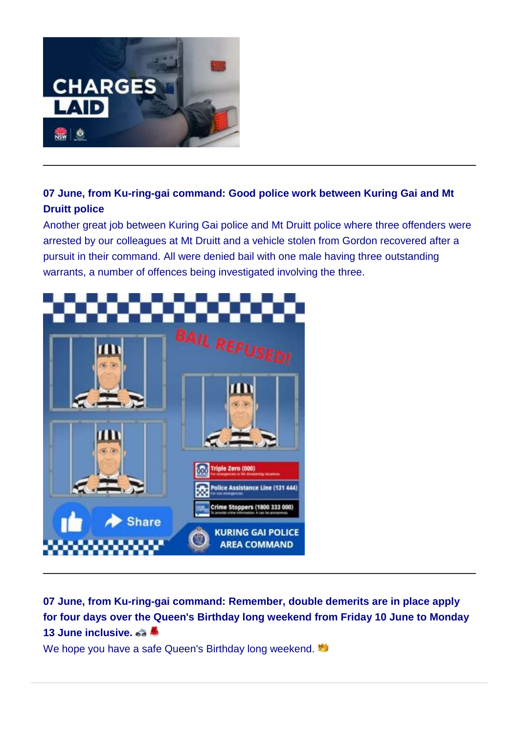---

**07 June, from Ku-ring-gai command: Good police work between Kuring Gai and Mt Druitt police**

Another great job between Kuring Gai police and Mt Druitt police where three offenders were arrested by our colleagues at Mt Druitt and a vehicle stolen from Gordon recovered after a pursuit in their command. All were denied bail with one male having three outstanding warrants, a number of offences being investigated involving the three.

---

**07 June, from Ku-ring-gai command: Remember, double demerits are in place apply for four days over the Queen's Birthday long weekend from Friday 10 June to Monday 13 June inclusive. 🚓 🚨**

We hope you have a safe Queen's Birthday long weekend. 👑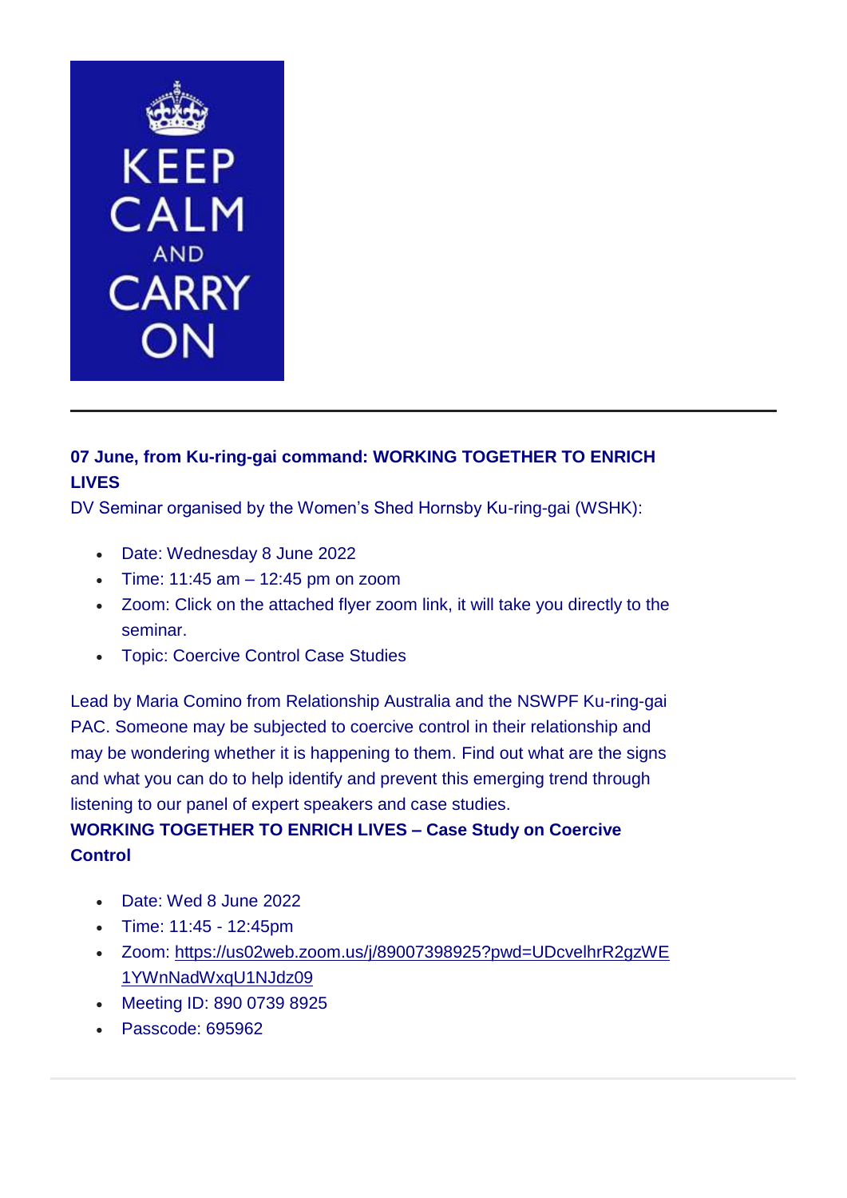KEEP CALM AND CARRY ON

---

**07 June, from Ku-ring-gai command: WORKING TOGETHER TO ENRICH LIVES**

DV Seminar organised by the Women's Shed Hornsby Ku-ring-gai (WSHK):

- Date: Wednesday 8 June 2022
- Time: 11:45 am – 12:45 pm on zoom
- Zoom: Click on the attached flyer zoom link, it will take you directly to the seminar.
- Topic: Coercive Control Case Studies

Lead by Maria Comino from Relationship Australia and the NSWPF Ku-ring-gai PAC. Someone may be subjected to coercive control in their relationship and may be wondering whether it is happening to them. Find out what are the signs and what you can do to help identify and prevent this emerging trend through listening to our panel of expert speakers and case studies.

**WORKING TOGETHER TO ENRICH LIVES – Case Study on Coercive Control**

- Date: Wed 8 June 2022
- Time: 11:45 - 12:45pm
- Zoom: https://us02web.zoom.us/j/89007398925?pwd=UDcvelhrR2gzWE1YWnNadWxqU1NJdz09
- Meeting ID: 890 0739 8925
- Passcode: 695962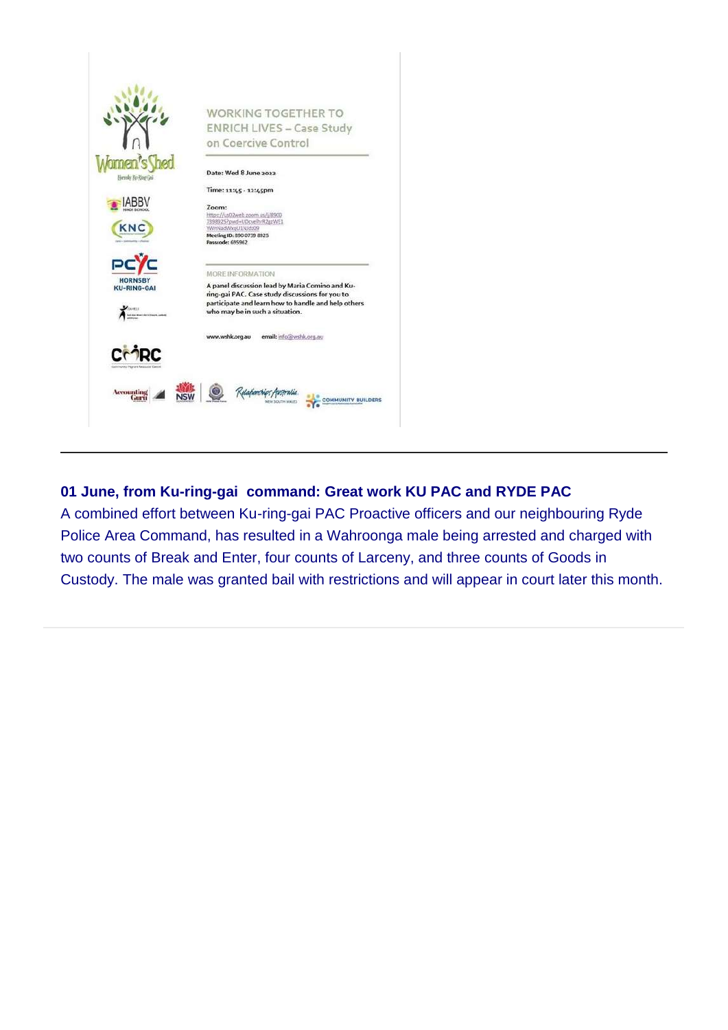WORKING TOGETHER TO ENRICH LIVES – Case Study on Coercive Control

Date: Wed 8 June 2022

Time: 11:45 - 12:45pm

Zoom:
https://us02web.zoom.us/j/89007398925?pwd=UDcvelhR2gzWE1YWhNadWxqU1NJdz09
Meeting ID: 890 0739 8925
Passcode: 695962

MORE INFORMATION

A panel discussion lead by Maria Comino and Ku-ring-gai PAC. Case study discussions for you to participate and learn how to handle and help others who may be in such a situation.

www.wshk.org.au email: info@wshk.org.au

---

**01 June, from Ku-ring-gai command: Great work KU PAC and RYDE PAC**

A combined effort between Ku-ring-gai PAC Proactive officers and our neighbouring Ryde Police Area Command, has resulted in a Wahroonga male being arrested and charged with two counts of Break and Enter, four counts of Larceny, and three counts of Goods in Custody. The male was granted bail with restrictions and will appear in court later this month.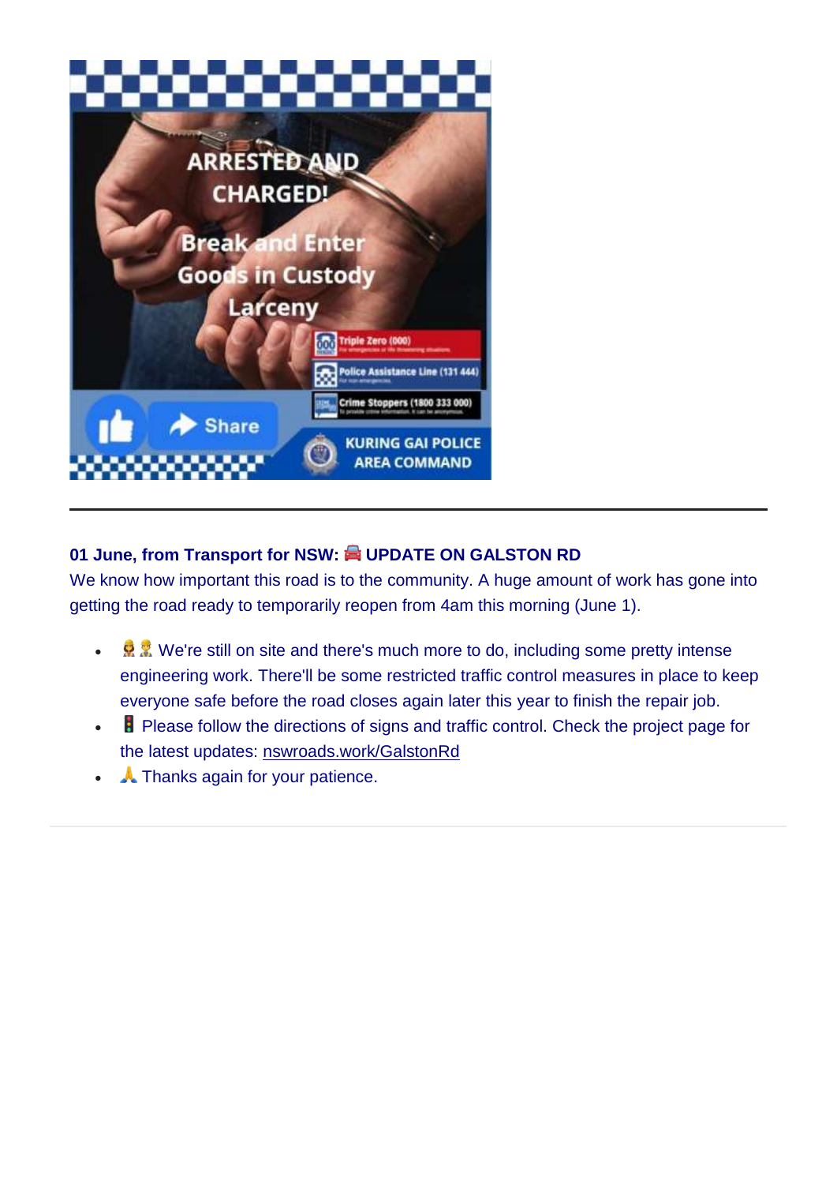---

**01 June, from Transport for NSW: 🚘 UPDATE ON GALSTON RD**

We know how important this road is to the community. A huge amount of work has gone into getting the road ready to temporarily reopen from 4am this morning (June 1).

- 👷‍♀️👷 We're still on site and there's much more to do, including some pretty intense engineering work. There'll be some restricted traffic control measures in place to keep everyone safe before the road closes again later this year to finish the repair job.
- 🚦 Please follow the directions of signs and traffic control. Check the project page for the latest updates: nswroads.work/GalstonRd
- 🙏 Thanks again for your patience.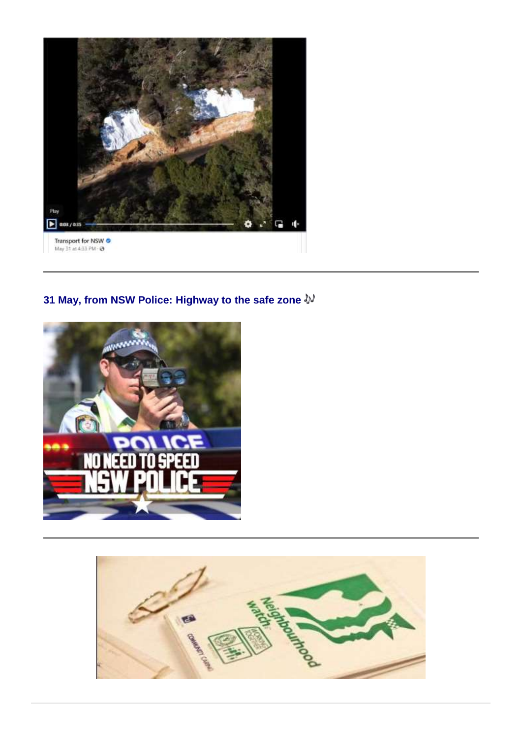Transport for NSW
May 31 at 4:33 PM

---

### 31 May, from NSW Police: Highway to the safe zone 🎶

---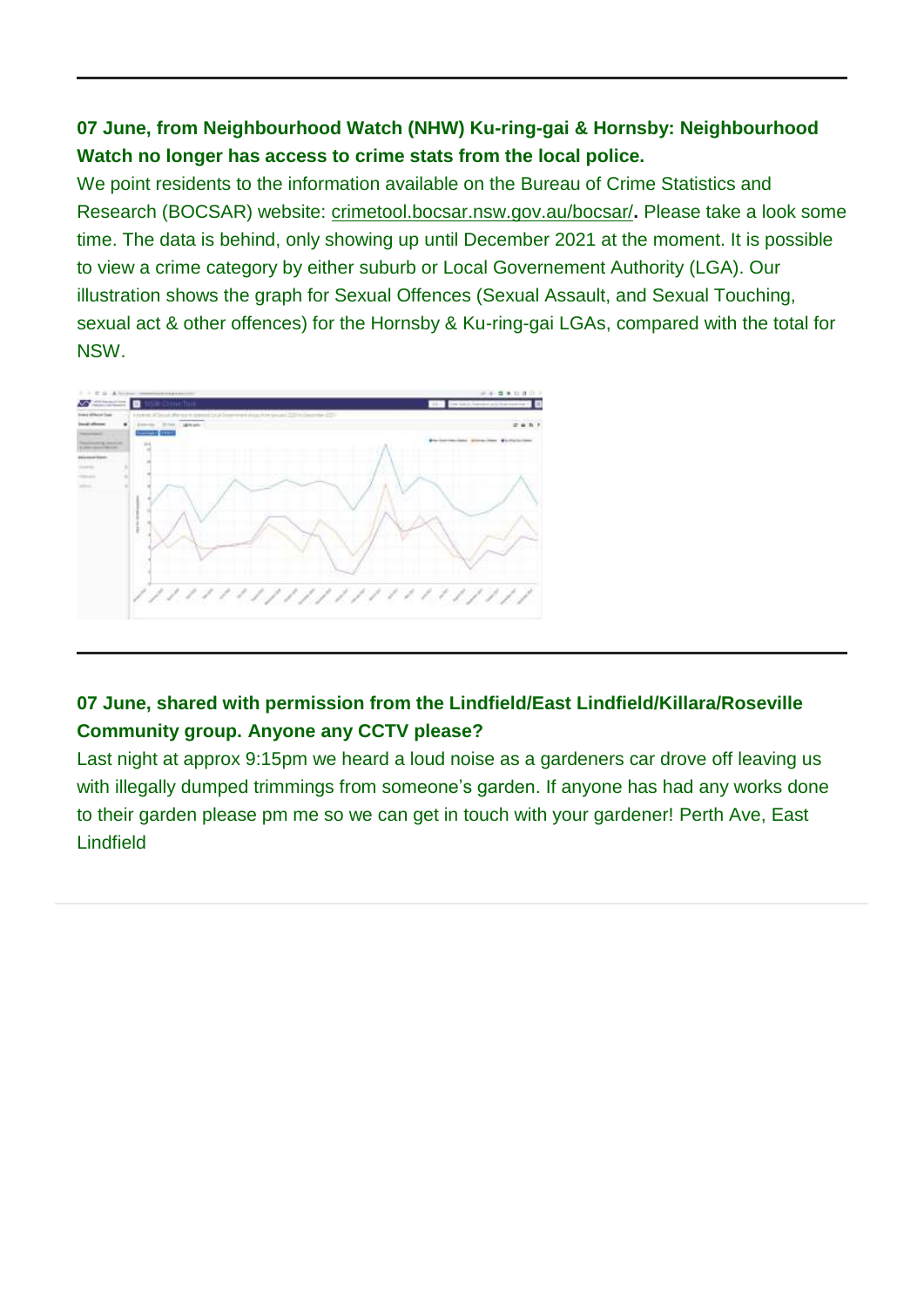**07 June, from Neighbourhood Watch (NHW) Ku-ring-gai & Hornsby: Neighbourhood Watch no longer has access to crime stats from the local police.**

We point residents to the information available on the Bureau of Crime Statistics and Research (BOCSAR) website: crimetool.bocsar.nsw.gov.au/bocsar/**.** Please take a look some time. The data is behind, only showing up until December 2021 at the moment. It is possible to view a crime category by either suburb or Local Governement Authority (LGA). Our illustration shows the graph for Sexual Offences (Sexual Assault, and Sexual Touching, sexual act & other offences) for the Hornsby & Ku-ring-gai LGAs, compared with the total for NSW.

---

**07 June, shared with permission from the Lindfield/East Lindfield/Killara/Roseville Community group. Anyone any CCTV please?**

Last night at approx 9:15pm we heard a loud noise as a gardeners car drove off leaving us with illegally dumped trimmings from someone's garden. If anyone has had any works done to their garden please pm me so we can get in touch with your gardener! Perth Ave, East Lindfield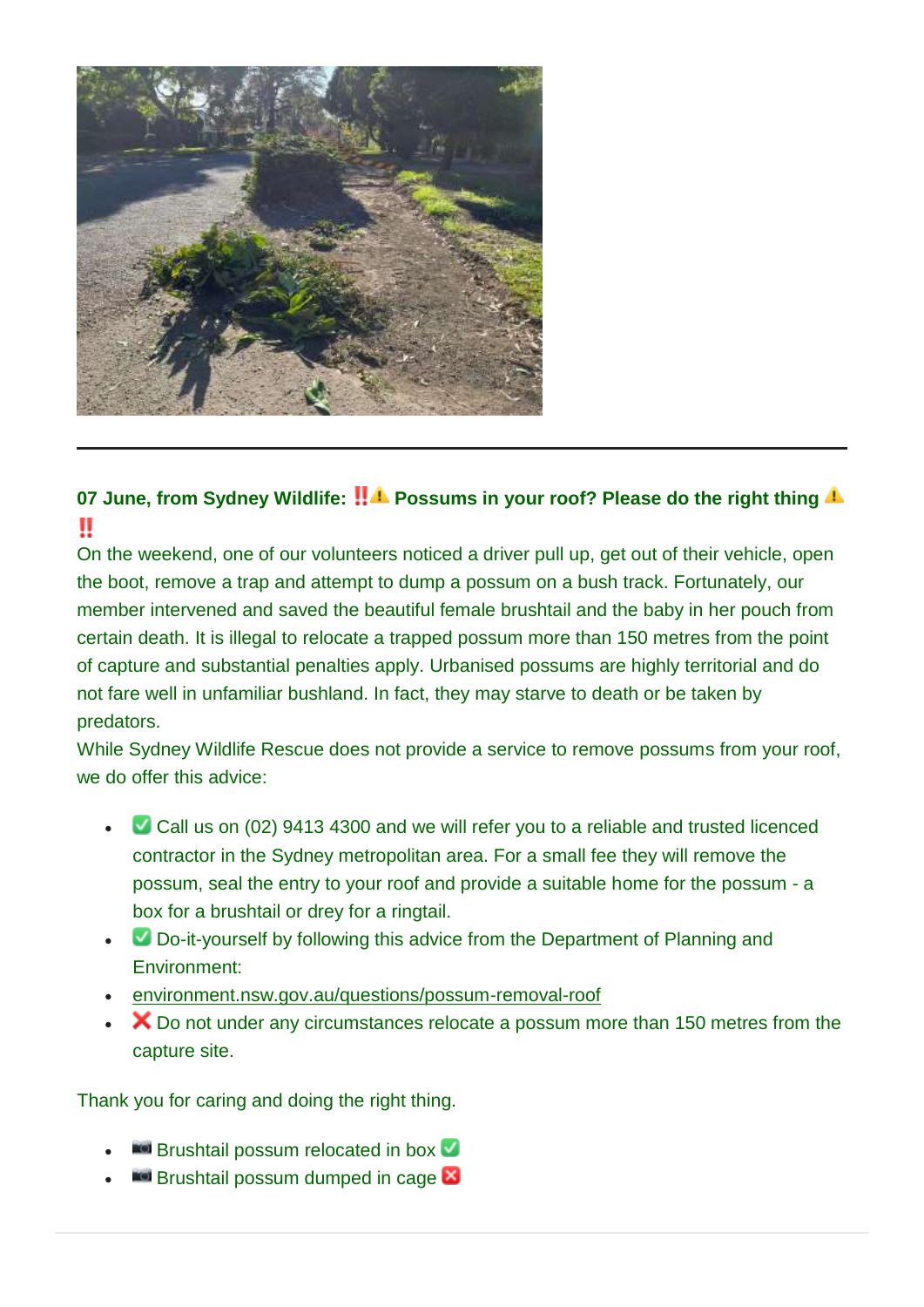---

**07 June, from Sydney Wildlife: ‼️⚠️ Possums in your roof? Please do the right thing ⚠️ ‼️**

On the weekend, one of our volunteers noticed a driver pull up, get out of their vehicle, open the boot, remove a trap and attempt to dump a possum on a bush track. Fortunately, our member intervened and saved the beautiful female brushtail and the baby in her pouch from certain death. It is illegal to relocate a trapped possum more than 150 metres from the point of capture and substantial penalties apply. Urbanised possums are highly territorial and do not fare well in unfamiliar bushland. In fact, they may starve to death or be taken by predators.

While Sydney Wildlife Rescue does not provide a service to remove possums from your roof, we do offer this advice:

- ✅ Call us on (02) 9413 4300 and we will refer you to a reliable and trusted licenced contractor in the Sydney metropolitan area. For a small fee they will remove the possum, seal the entry to your roof and provide a suitable home for the possum - a box for a brushtail or drey for a ringtail.
- ✅ Do-it-yourself by following this advice from the Department of Planning and Environment:
- environment.nsw.gov.au/questions/possum-removal-roof
- ❌ Do not under any circumstances relocate a possum more than 150 metres from the capture site.

Thank you for caring and doing the right thing.

- 📷 Brushtail possum relocated in box ✅
- 📷 Brushtail possum dumped in cage ❎

---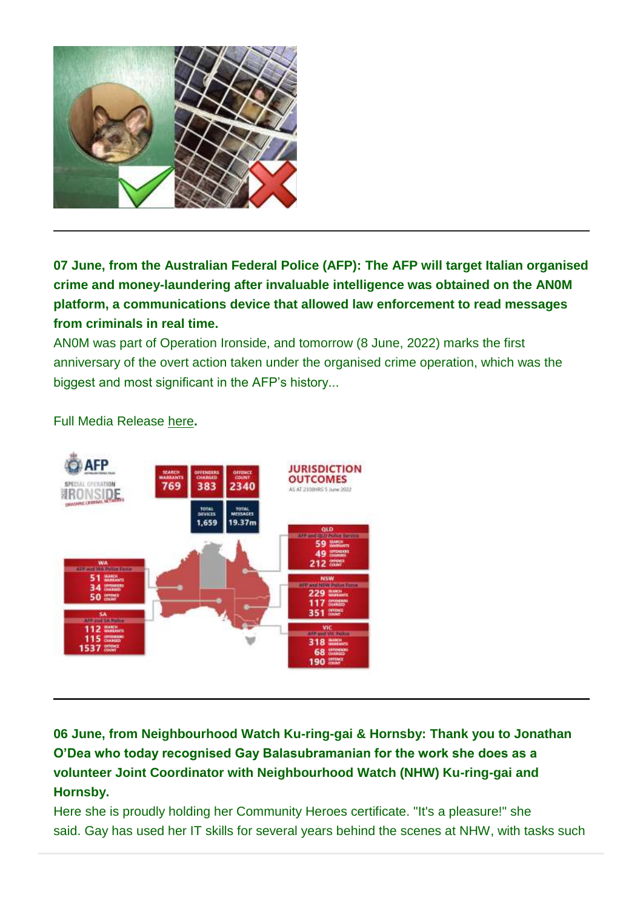**07 June, from the Australian Federal Police (AFP): The AFP will target Italian organised crime and money-laundering after invaluable intelligence was obtained on the AN0M platform, a communications device that allowed law enforcement to read messages from criminals in real time.**

AN0M was part of Operation Ironside, and tomorrow (8 June, 2022) marks the first anniversary of the overt action taken under the organised crime operation, which was the biggest and most significant in the AFP's history...

Full Media Release here**.**

---

**06 June, from Neighbourhood Watch Ku-ring-gai & Hornsby: Thank you to Jonathan O'Dea who today recognised Gay Balasubramanian for the work she does as a volunteer Joint Coordinator with Neighbourhood Watch (NHW) Ku-ring-gai and Hornsby.**

Here she is proudly holding her Community Heroes certificate. "It's a pleasure!" she said. Gay has used her IT skills for several years behind the scenes at NHW, with tasks such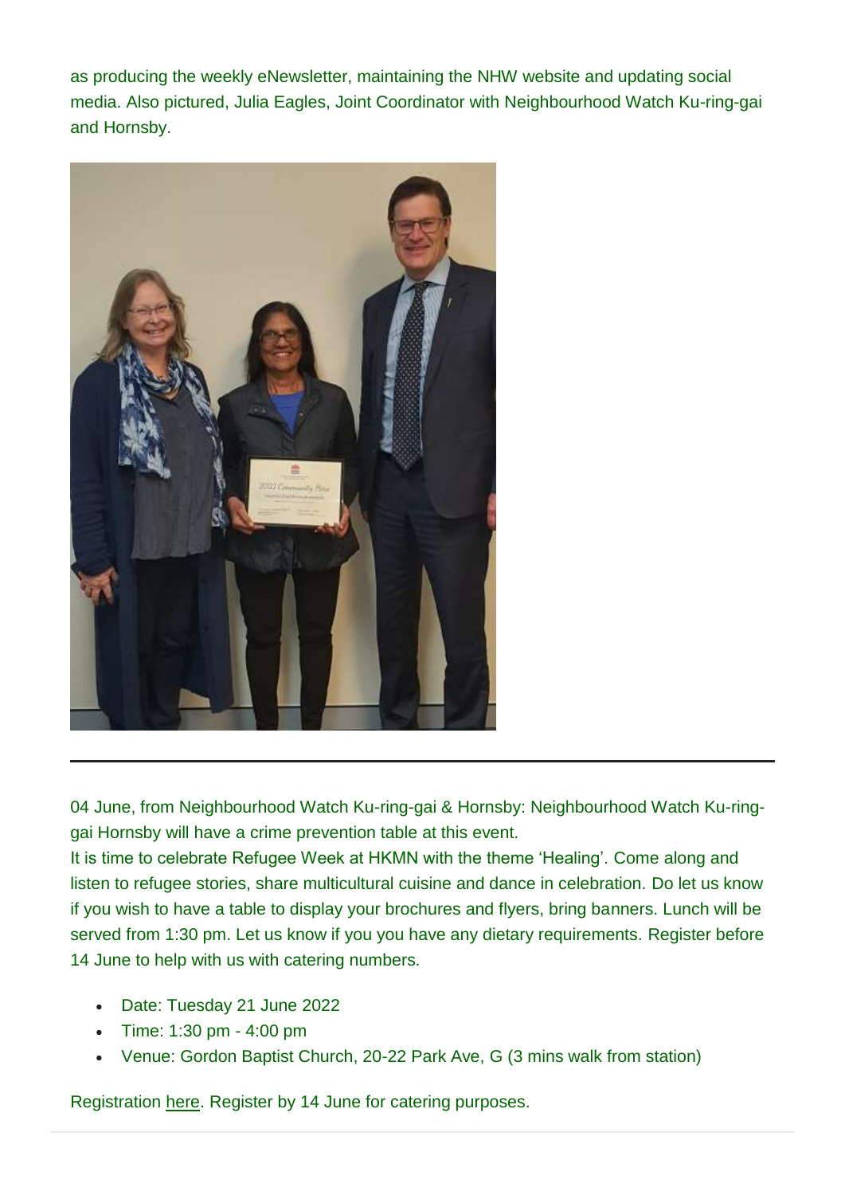as producing the weekly eNewsletter, maintaining the NHW website and updating social media. Also pictured, Julia Eagles, Joint Coordinator with Neighbourhood Watch Ku-ring-gai and Hornsby.

---

04 June, from Neighbourhood Watch Ku-ring-gai & Hornsby: Neighbourhood Watch Ku-ring-gai Hornsby will have a crime prevention table at this event.
It is time to celebrate Refugee Week at HKMN with the theme 'Healing'. Come along and listen to refugee stories, share multicultural cuisine and dance in celebration. Do let us know if you wish to have a table to display your brochures and flyers, bring banners. Lunch will be served from 1:30 pm. Let us know if you you have any dietary requirements. Register before 14 June to help with us with catering numbers.

- Date: Tuesday 21 June 2022
- Time: 1:30 pm - 4:00 pm
- Venue: Gordon Baptist Church, 20-22 Park Ave, G (3 mins walk from station)

Registration here. Register by 14 June for catering purposes.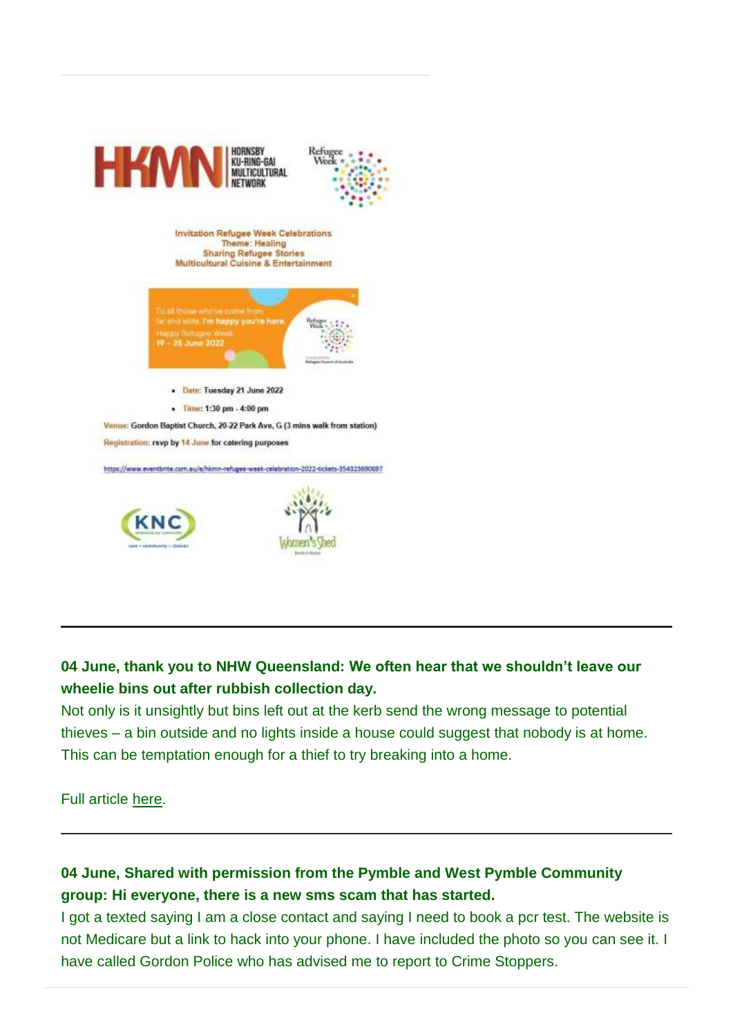HKMN HORNSBY KU-RING-GAI MULTICULTURAL NETWORK

Refugee Week

Invitation Refugee Week Celebrations
Theme: Healing
Sharing Refugee Stories
Multicultural Cuisine & Entertainment

To all those who've come from far and wide, I'm happy you're here.
Happy Refugee Week
19 – 25 June 2022

- Date: Tuesday 21 June 2022
- Time: 1:30 pm - 4:00 pm

Venue: Gordon Baptist Church, 20-22 Park Ave, G (3 mins walk from station)

Registration: rsvp by 14 June for catering purposes

https://www.eventbrite.com.au/e/hkmn-refugee-week-celebration-2022-tickets-354323690697

KNC

Women's Shed

---

**04 June, thank you to NHW Queensland: We often hear that we shouldn't leave our wheelie bins out after rubbish collection day.**

Not only is it unsightly but bins left out at the kerb send the wrong message to potential thieves – a bin outside and no lights inside a house could suggest that nobody is at home. This can be temptation enough for a thief to try breaking into a home.

Full article here.

---

**04 June, Shared with permission from the Pymble and West Pymble Community group: Hi everyone, there is a new sms scam that has started.**

I got a texted saying I am a close contact and saying I need to book a pcr test. The website is not Medicare but a link to hack into your phone. I have included the photo so you can see it. I have called Gordon Police who has advised me to report to Crime Stoppers.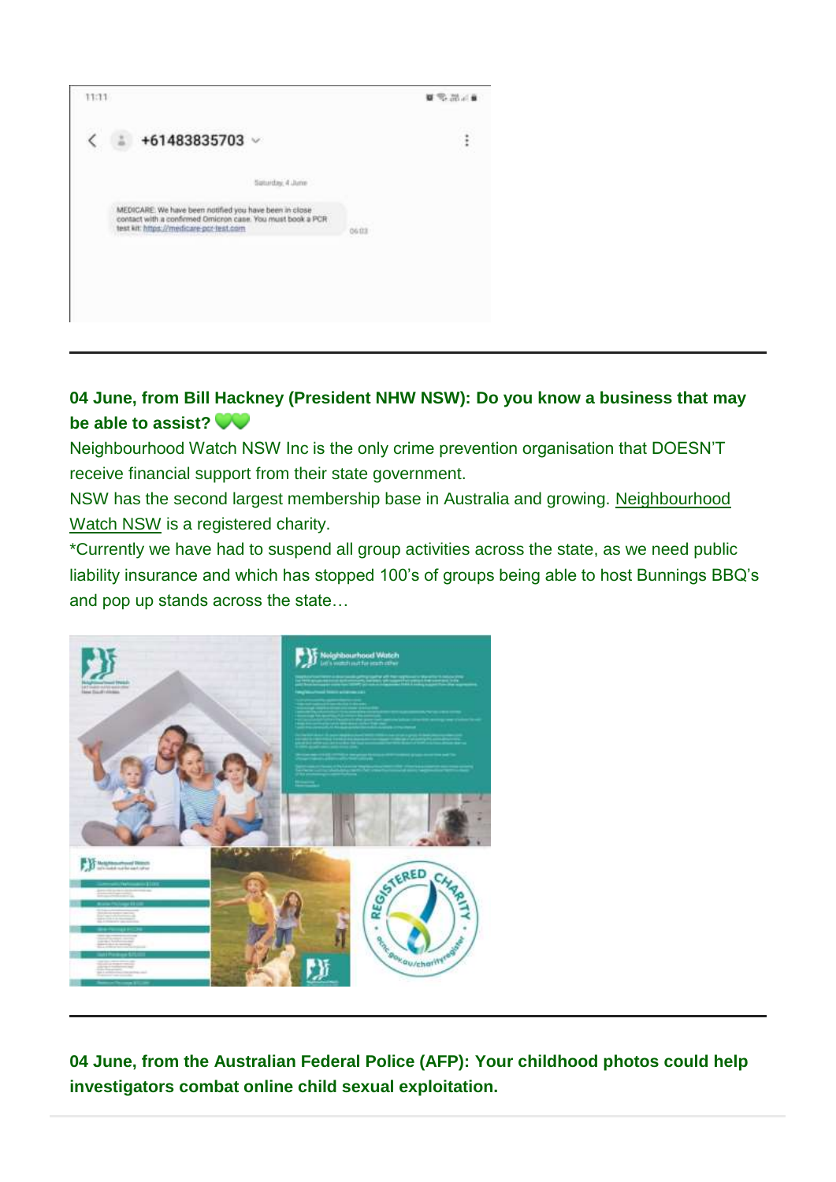11:11

+61483835703

Saturday, 4 June

MEDICARE: We have been notified you have been in close contact with a confirmed Omicron case. You must book a PCR test kit: https://medicare-pcr-test.com 06:03

---

**04 June, from Bill Hackney (President NHW NSW): Do you know a business that may be able to assist? 💚💚**

Neighbourhood Watch NSW Inc is the only crime prevention organisation that DOESN'T receive financial support from their state government.

NSW has the second largest membership base in Australia and growing. Neighbourhood Watch NSW is a registered charity.

*Currently we have had to suspend all group activities across the state, as we need public liability insurance and which has stopped 100's of groups being able to host Bunnings BBQ's and pop up stands across the state…

---

**04 June, from the Australian Federal Police (AFP): Your childhood photos could help investigators combat online child sexual exploitation.**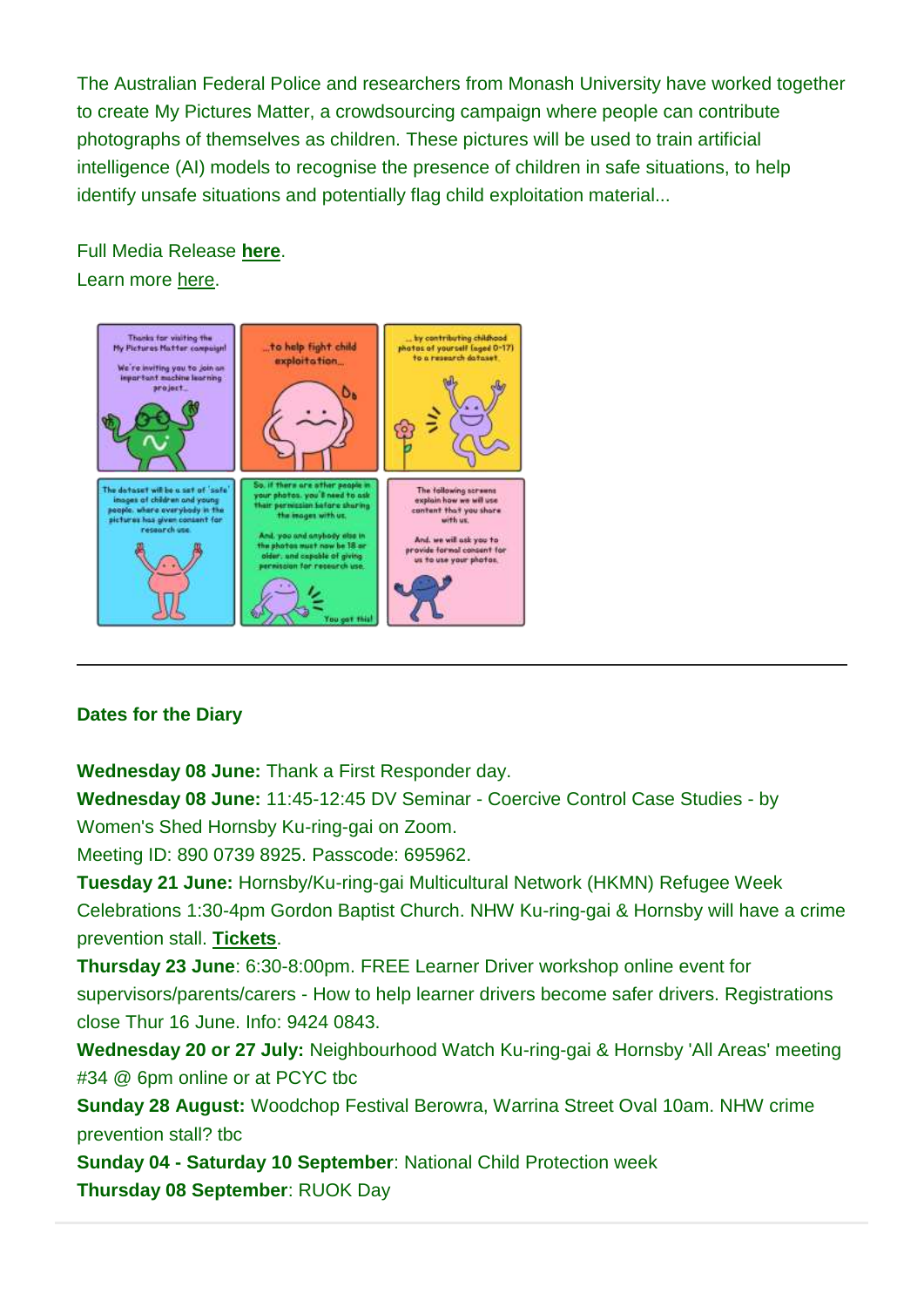The Australian Federal Police and researchers from Monash University have worked together to create My Pictures Matter, a crowdsourcing campaign where people can contribute photographs of themselves as children. These pictures will be used to train artificial intelligence (AI) models to recognise the presence of children in safe situations, to help identify unsafe situations and potentially flag child exploitation material...

Full Media Release **here**.
Learn more here.

---

**Dates for the Diary**

**Wednesday 08 June:** Thank a First Responder day.
**Wednesday 08 June:** 11:45-12:45 DV Seminar - Coercive Control Case Studies - by Women's Shed Hornsby Ku-ring-gai on Zoom.
Meeting ID: 890 0739 8925. Passcode: 695962.
**Tuesday 21 June:** Hornsby/Ku-ring-gai Multicultural Network (HKMN) Refugee Week Celebrations 1:30-4pm Gordon Baptist Church. NHW Ku-ring-gai & Hornsby will have a crime prevention stall. **Tickets**.
**Thursday 23 June**: 6:30-8:00pm. FREE Learner Driver workshop online event for supervisors/parents/carers - How to help learner drivers become safer drivers. Registrations close Thur 16 June. Info: 9424 0843.
**Wednesday 20 or 27 July:** Neighbourhood Watch Ku-ring-gai & Hornsby 'All Areas' meeting #34 @ 6pm online or at PCYC tbc
**Sunday 28 August:** Woodchop Festival Berowra, Warrina Street Oval 10am. NHW crime prevention stall? tbc
**Sunday 04 - Saturday 10 September**: National Child Protection week
**Thursday 08 September**: RUOK Day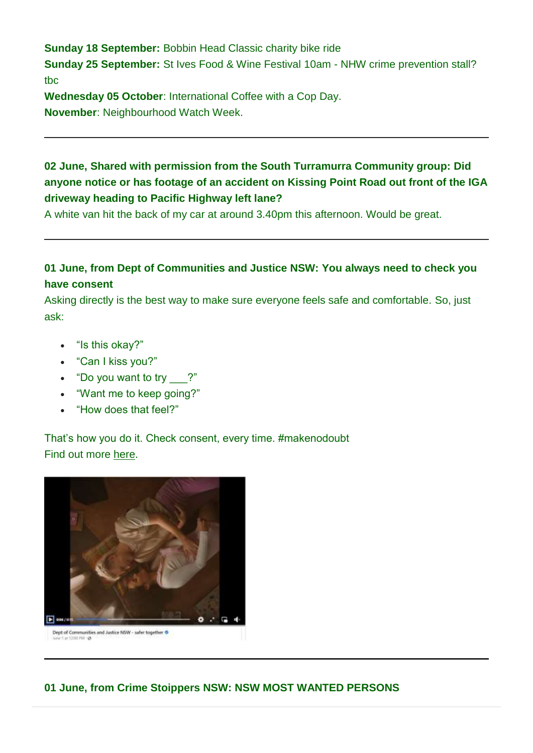**Sunday 18 September:** Bobbin Head Classic charity bike ride
**Sunday 25 September:** St Ives Food & Wine Festival 10am - NHW crime prevention stall? tbc
**Wednesday 05 October**: International Coffee with a Cop Day.
**November**: Neighbourhood Watch Week.

---

**02 June, Shared with permission from the South Turramurra Community group: Did anyone notice or has footage of an accident on Kissing Point Road out front of the IGA driveway heading to Pacific Highway left lane?**

A white van hit the back of my car at around 3.40pm this afternoon. Would be great.

---

**01 June, from Dept of Communities and Justice NSW: You always need to check you have consent**

Asking directly is the best way to make sure everyone feels safe and comfortable. So, just ask:

- "Is this okay?"
- "Can I kiss you?"
- "Do you want to try ___?"
- "Want me to keep going?"
- "How does that feel?"

That's how you do it. Check consent, every time. #makenodoubt
Find out more here.

---

**01 June, from Crime Stoippers NSW: NSW MOST WANTED PERSONS**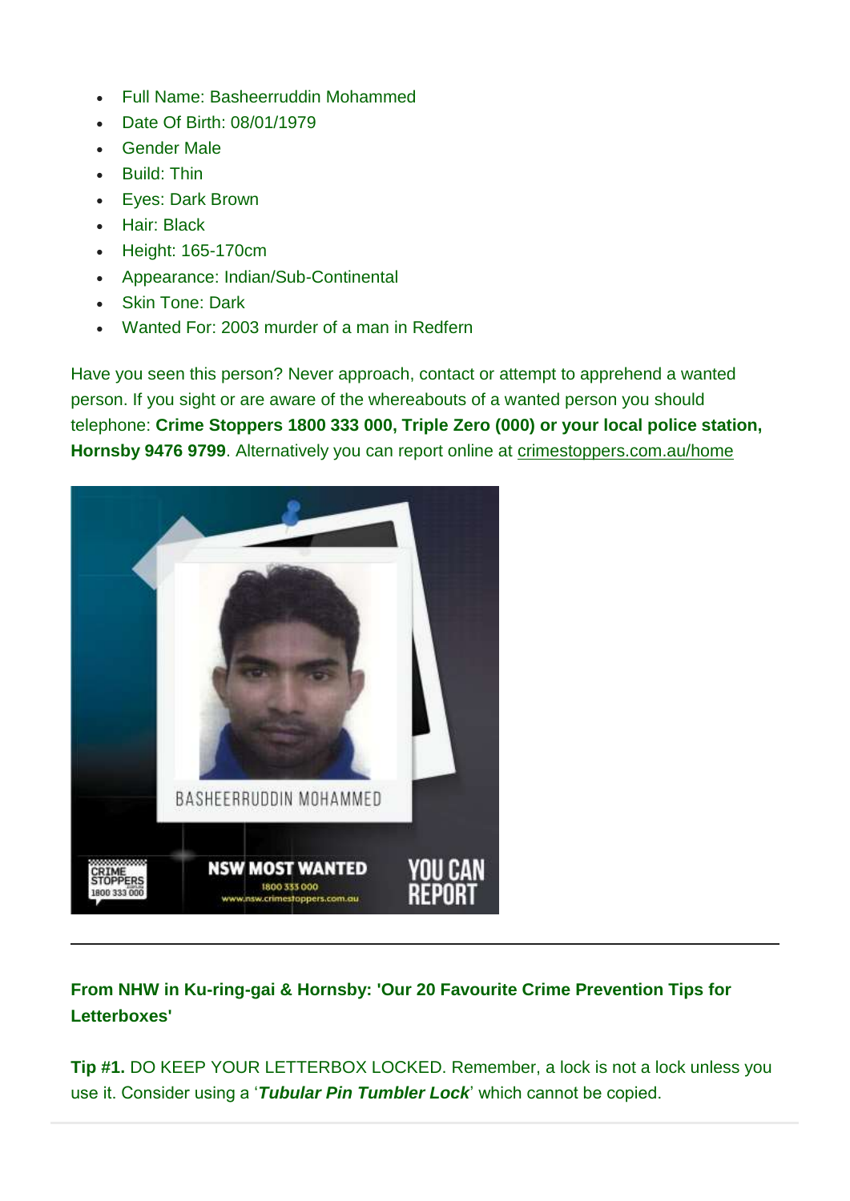- Full Name: Basheerruddin Mohammed
- Date Of Birth: 08/01/1979
- Gender Male
- Build: Thin
- Eyes: Dark Brown
- Hair: Black
- Height: 165-170cm
- Appearance: Indian/Sub-Continental
- Skin Tone: Dark
- Wanted For: 2003 murder of a man in Redfern

Have you seen this person? Never approach, contact or attempt to apprehend a wanted person. If you sight or are aware of the whereabouts of a wanted person you should telephone: **Crime Stoppers 1800 333 000, Triple Zero (000) or your local police station, Hornsby 9476 9799**. Alternatively you can report online at crimestoppers.com.au/home

---

**From NHW in Ku-ring-gai & Hornsby: 'Our 20 Favourite Crime Prevention Tips for Letterboxes'**

**Tip #1.** DO KEEP YOUR LETTERBOX LOCKED. Remember, a lock is not a lock unless you use it. Consider using a '***Tubular Pin Tumbler Lock***' which cannot be copied.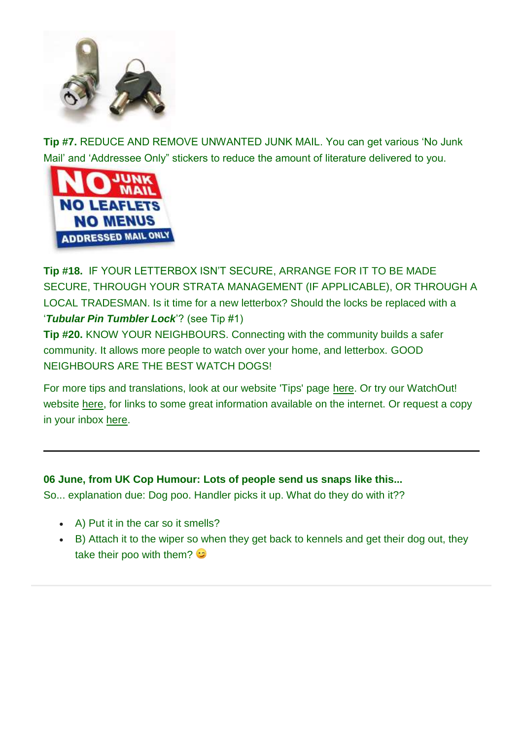**Tip #7.** REDUCE AND REMOVE UNWANTED JUNK MAIL. You can get various 'No Junk Mail' and 'Addressee Only" stickers to reduce the amount of literature delivered to you.

**Tip #18.** IF YOUR LETTERBOX ISN'T SECURE, ARRANGE FOR IT TO BE MADE SECURE, THROUGH YOUR STRATA MANAGEMENT (IF APPLICABLE), OR THROUGH A LOCAL TRADESMAN. Is it time for a new letterbox? Should the locks be replaced with a '***Tubular Pin Tumbler Lock***'? (see Tip #1)

**Tip #20.** KNOW YOUR NEIGHBOURS. Connecting with the community builds a safer community. It allows more people to watch over your home, and letterbox. GOOD NEIGHBOURS ARE THE BEST WATCH DOGS!

For more tips and translations, look at our website 'Tips' page here. Or try our WatchOut! website here, for links to some great information available on the internet. Or request a copy in your inbox here.

---

**06 June, from UK Cop Humour: Lots of people send us snaps like this...**

So... explanation due: Dog poo. Handler picks it up. What do they do with it??

- A) Put it in the car so it smells?
- B) Attach it to the wiper so when they get back to kennels and get their dog out, they take their poo with them? 😉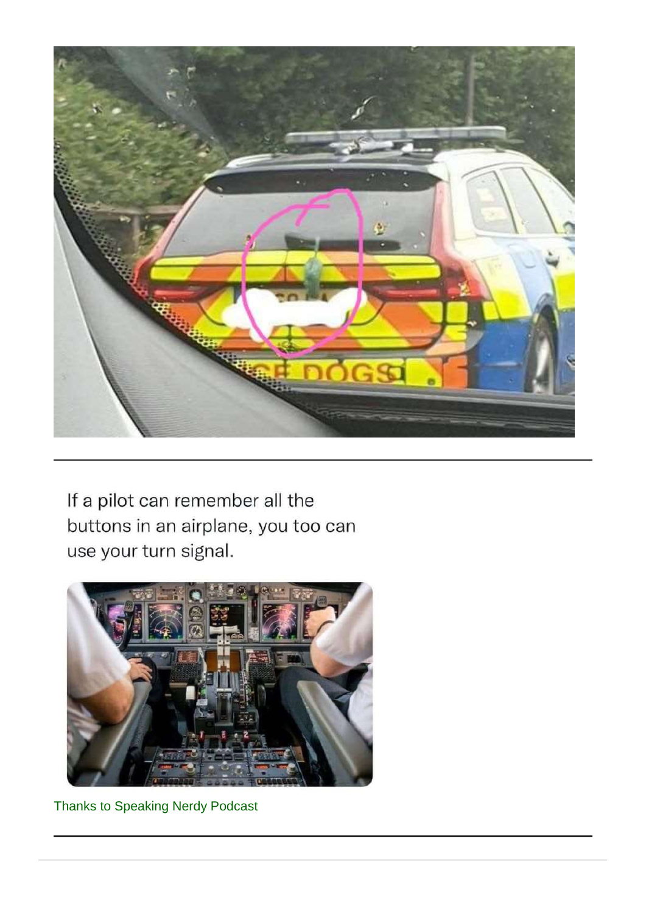---

If a pilot can remember all the buttons in an airplane, you too can use your turn signal.

Thanks to Speaking Nerdy Podcast

---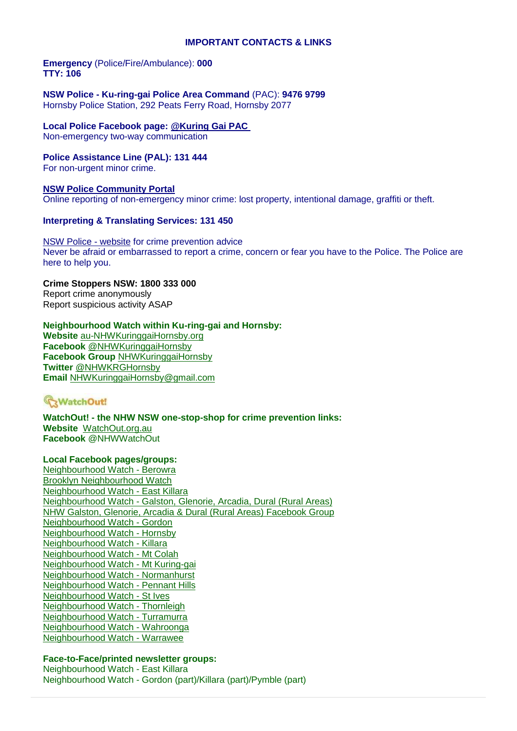## IMPORTANT CONTACTS & LINKS

**Emergency** (Police/Fire/Ambulance): **000**
**TTY: 106**

**NSW Police - Ku-ring-gai Police Area Command** (PAC): **9476 9799**
Hornsby Police Station, 292 Peats Ferry Road, Hornsby 2077

**Local Police Facebook page: @Kuring Gai PAC**
Non-emergency two-way communication

**Police Assistance Line (PAL): 131 444**
For non-urgent minor crime.

**NSW Police Community Portal**
Online reporting of non-emergency minor crime: lost property, intentional damage, graffiti or theft.

**Interpreting & Translating Services: 131 450**

NSW Police - website for crime prevention advice
Never be afraid or embarrassed to report a crime, concern or fear you have to the Police. The Police are here to help you.

**Crime Stoppers NSW: 1800 333 000**
Report crime anonymously
Report suspicious activity ASAP

**Neighbourhood Watch within Ku-ring-gai and Hornsby:**
**Website** au-NHWKuringgaiHornsby.org
**Facebook** @NHWKuringgaiHornsby
**Facebook Group** NHWKuringgaiHornsby
**Twitter** @NHWKRGHornsby
**Email** NHWKuringgaiHornsby@gmail.com

WatchOut!

**WatchOut! - the NHW NSW one-stop-shop for crime prevention links:**
**Website** WatchOut.org.au
**Facebook** @NHWWatchOut

**Local Facebook pages/groups:**
Neighbourhood Watch - Berowra
Brooklyn Neighbourhood Watch
Neighbourhood Watch - East Killara
Neighbourhood Watch - Galston, Glenorie, Arcadia, Dural (Rural Areas)
NHW Galston, Glenorie, Arcadia & Dural (Rural Areas) Facebook Group
Neighbourhood Watch - Gordon
Neighbourhood Watch - Hornsby
Neighbourhood Watch - Killara
Neighbourhood Watch - Mt Colah
Neighbourhood Watch - Mt Kuring-gai
Neighbourhood Watch - Normanhurst
Neighbourhood Watch - Pennant Hills
Neighbourhood Watch - St Ives
Neighbourhood Watch - Thornleigh
Neighbourhood Watch - Turramurra
Neighbourhood Watch - Wahroonga
Neighbourhood Watch - Warrawee

**Face-to-Face/printed newsletter groups:**
Neighbourhood Watch - East Killara
Neighbourhood Watch - Gordon (part)/Killara (part)/Pymble (part)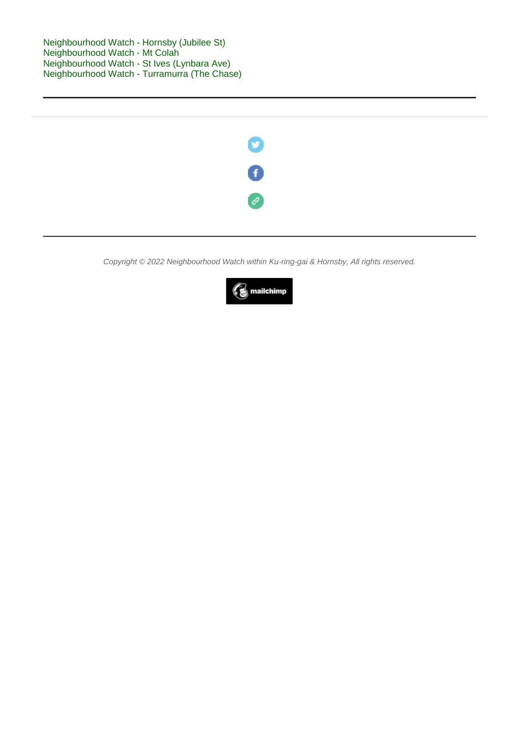Neighbourhood Watch - Hornsby (Jubilee St)
Neighbourhood Watch - Mt Colah
Neighbourhood Watch - St Ives (Lynbara Ave)
Neighbourhood Watch - Turramurra (The Chase)

---

*Copyright © 2022 Neighbourhood Watch within Ku-ring-gai & Hornsby, All rights reserved.*